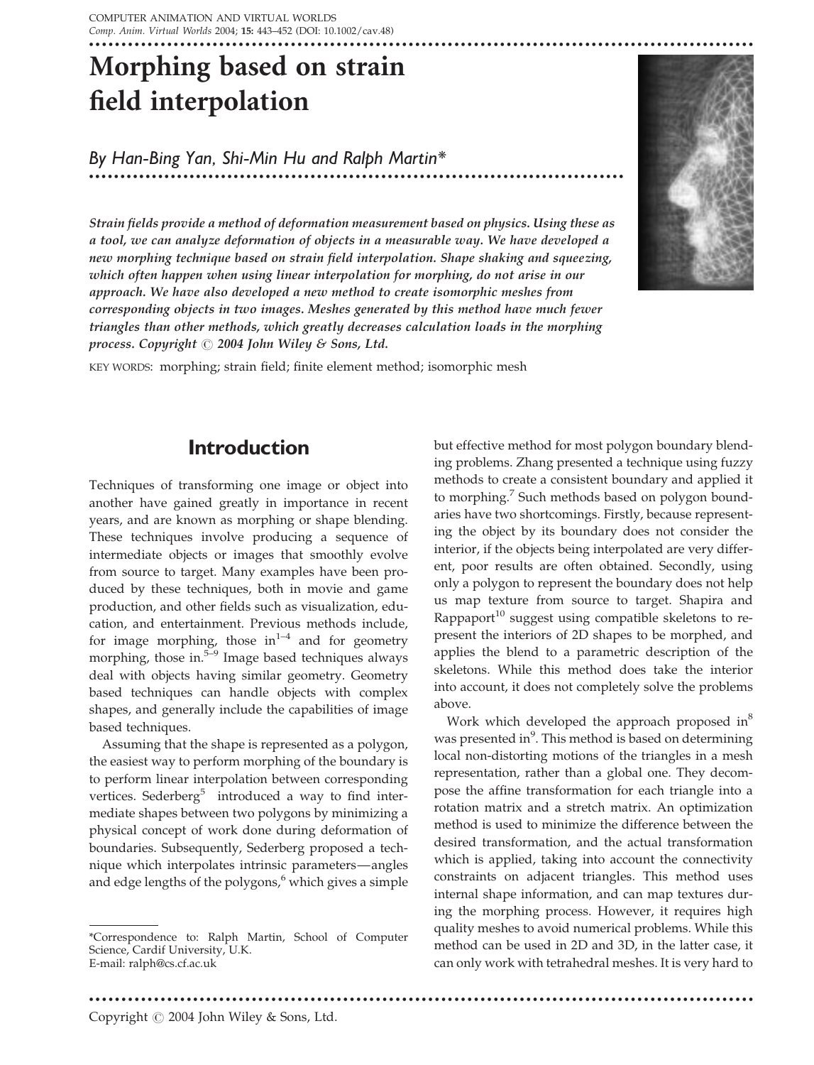# Morphing based on strain field interpolation

*By Han-Bing Yan, Shi-Min Hu and Ralph Martin**

***Strain fields provide a method of deformation measurement based on physics. Using these as a tool, we can analyze deformation of objects in a measurable way. We have developed a new morphing technique based on strain field interpolation. Shape shaking and squeezing, which often happen when using linear interpolation for morphing, do not arise in our approach. We have also developed a new method to create isomorphic meshes from corresponding objects in two images. Meshes generated by this method have much fewer triangles than other methods, which greatly decreases calculation loads in the morphing process. Copyright © 2004 John Wiley & Sons, Ltd.***

KEY WORDS: morphing; strain field; finite element method; isomorphic mesh

## Introduction

Techniques of transforming one image or object into another have gained greatly in importance in recent years, and are known as morphing or shape blending. These techniques involve producing a sequence of intermediate objects or images that smoothly evolve from source to target. Many examples have been produced by these techniques, both in movie and game production, and other fields such as visualization, education, and entertainment. Previous methods include, for image morphing, those in[1–4] and for geometry morphing, those in.[5–9] Image based techniques always deal with objects having similar geometry. Geometry based techniques can handle objects with complex shapes, and generally include the capabilities of image based techniques.

Assuming that the shape is represented as a polygon, the easiest way to perform morphing of the boundary is to perform linear interpolation between corresponding vertices. Sederberg[5] introduced a way to find intermediate shapes between two polygons by minimizing a physical concept of work done during deformation of boundaries. Subsequently, Sederberg proposed a technique which interpolates intrinsic parameters—angles and edge lengths of the polygons,[6] which gives a simple but effective method for most polygon boundary blending problems. Zhang presented a technique using fuzzy methods to create a consistent boundary and applied it to morphing.[7] Such methods based on polygon boundaries have two shortcomings. Firstly, because representing the object by its boundary does not consider the interior, if the objects being interpolated are very different, poor results are often obtained. Secondly, using only a polygon to represent the boundary does not help us map texture from source to target. Shapira and Rappaport[10] suggest using compatible skeletons to represent the interiors of 2D shapes to be morphed, and applies the blend to a parametric description of the skeletons. While this method does take the interior into account, it does not completely solve the problems above.

Work which developed the approach proposed in[8] was presented in[9]. This method is based on determining local non-distorting motions of the triangles in a mesh representation, rather than a global one. They decompose the affine transformation for each triangle into a rotation matrix and a stretch matrix. An optimization method is used to minimize the difference between the desired transformation, and the actual transformation which is applied, taking into account the connectivity constraints on adjacent triangles. This method uses internal shape information, and can map textures during the morphing process. However, it requires high quality meshes to avoid numerical problems. While this method can be used in 2D and 3D, in the latter case, it can only work with tetrahedral meshes. It is very hard to

*Correspondence to: Ralph Martin, School of Computer Science, Cardif University, U.K.
E-mail: ralph@cs.cf.ac.uk

Copyright © 2004 John Wiley & Sons, Ltd.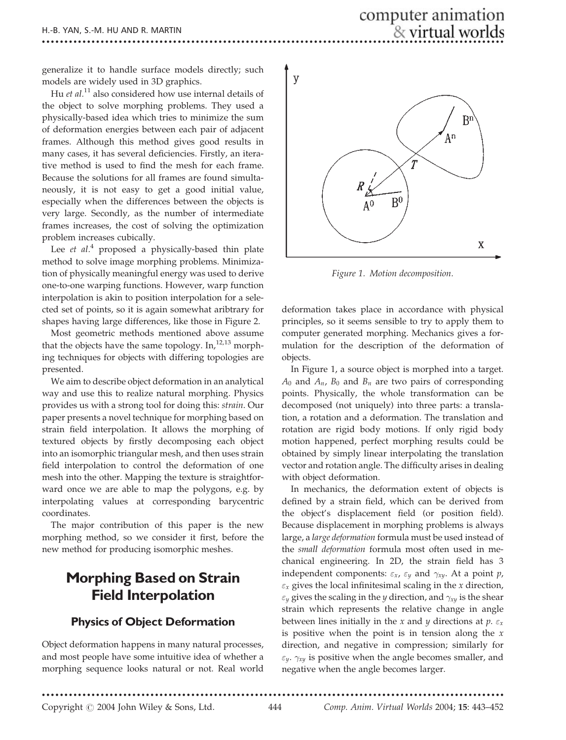generalize it to handle surface models directly; such models are widely used in 3D graphics.

Hu *et al.*[11] also considered how use internal details of the object to solve morphing problems. They used a physically-based idea which tries to minimize the sum of deformation energies between each pair of adjacent frames. Although this method gives good results in many cases, it has several deficiencies. Firstly, an iterative method is used to find the mesh for each frame. Because the solutions for all frames are found simultaneously, it is not easy to get a good initial value, especially when the differences between the objects is very large. Secondly, as the number of intermediate frames increases, the cost of solving the optimization problem increases cubically.

Lee *et al.*[4] proposed a physically-based thin plate method to solve image morphing problems. Minimization of physically meaningful energy was used to derive one-to-one warping functions. However, warp function interpolation is akin to position interpolation for a selected set of points, so it is again somewhat aribtrary for shapes having large differences, like those in Figure 2.

Most geometric methods mentioned above assume that the objects have the same topology. In,[12,13] morphing techniques for objects with differing topologies are presented.

We aim to describe object deformation in an analytical way and use this to realize natural morphing. Physics provides us with a strong tool for doing this: *strain*. Our paper presents a novel technique for morphing based on strain field interpolation. It allows the morphing of textured objects by firstly decomposing each object into an isomorphic triangular mesh, and then uses strain field interpolation to control the deformation of one mesh into the other. Mapping the texture is straightforward once we are able to map the polygons, e.g. by interpolating values at corresponding barycentric coordinates.

The major contribution of this paper is the new morphing method, so we consider it first, before the new method for producing isomorphic meshes.

# Morphing Based on Strain Field Interpolation

## Physics of Object Deformation

Object deformation happens in many natural processes, and most people have some intuitive idea of whether a morphing sequence looks natural or not. Real world deformation takes place in accordance with physical principles, so it seems sensible to try to apply them to computer generated morphing. Mechanics gives a formulation for the description of the deformation of objects.

y
x
R
T
$A^0$
$B^0$
$A^n$
$B^n$

*Figure 1. Motion decomposition.*

In Figure 1, a source object is morphed into a target. $A_0$ and $A_n$, $B_0$ and $B_n$ are two pairs of corresponding points. Physically, the whole transformation can be decomposed (not uniquely) into three parts: a translation, a rotation and a deformation. The translation and rotation are rigid body motions. If only rigid body motion happened, perfect morphing results could be obtained by simply linear interpolating the translation vector and rotation angle. The difficulty arises in dealing with object deformation.

In mechanics, the deformation extent of objects is defined by a strain field, which can be derived from the object's displacement field (or position field). Because displacement in morphing problems is always large, a *large deformation* formula must be used instead of the *small deformation* formula most often used in mechanical engineering. In 2D, the strain field has 3 independent components: $\varepsilon_x$, $\varepsilon_y$ and $\gamma_{xy}$. At a point $p$, $\varepsilon_x$ gives the local infinitesimal scaling in the $x$ direction, $\varepsilon_y$ gives the scaling in the $y$ direction, and $\gamma_{xy}$ is the shear strain which represents the relative change in angle between lines initially in the $x$ and $y$ directions at $p$. $\varepsilon_x$ is positive when the point is in tension along the $x$ direction, and negative in compression; similarly for $\varepsilon_y$. $\gamma_{xy}$ is positive when the angle becomes smaller, and negative when the angle becomes larger.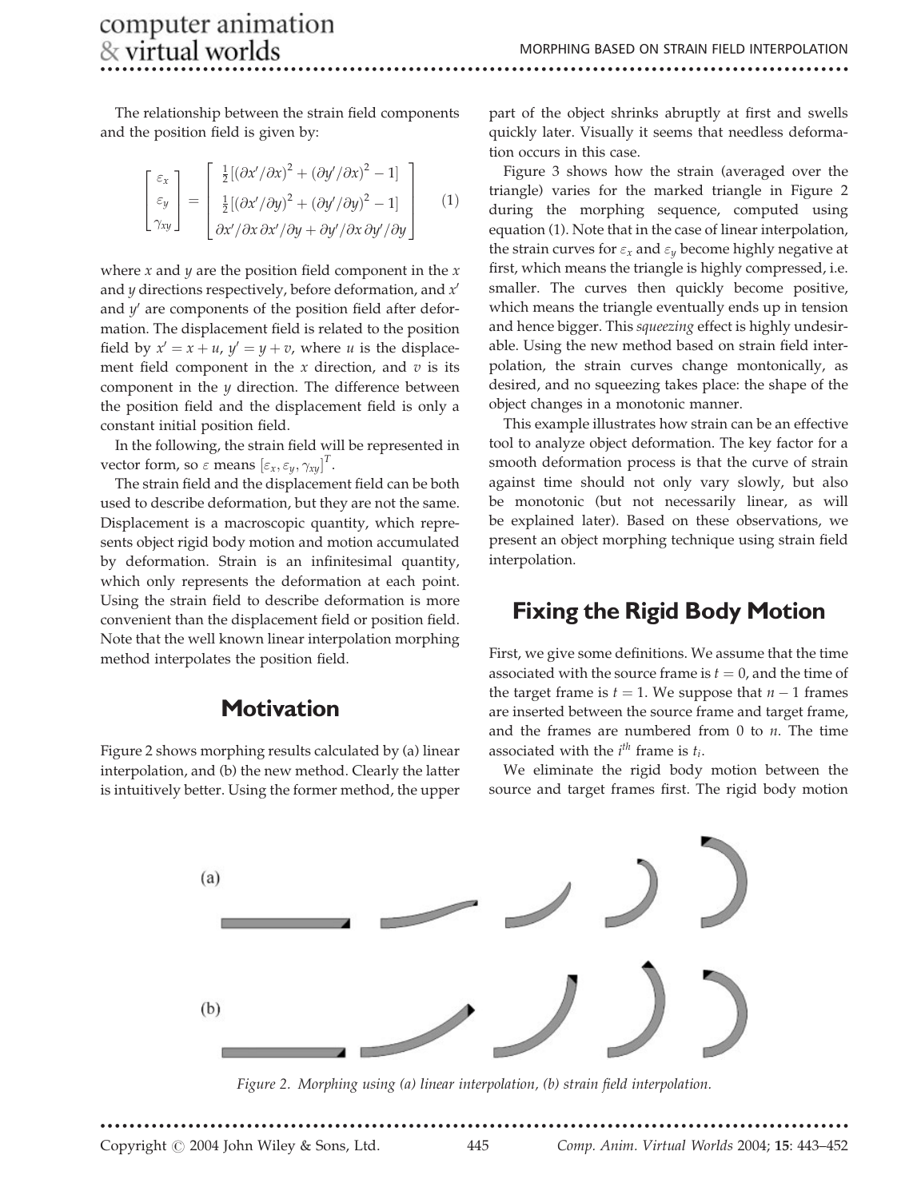The relationship between the strain field components and the position field is given by:

$$\begin{bmatrix} \varepsilon_x \\ \varepsilon_y \\ \gamma_{xy} \end{bmatrix} = \begin{bmatrix} \frac{1}{2}[(\partial x'/\partial x)^2 + (\partial y'/\partial x)^2 - 1] \\ \frac{1}{2}[(\partial x'/\partial y)^2 + (\partial y'/\partial y)^2 - 1] \\ \partial x'/\partial x \, \partial x'/\partial y + \partial y'/\partial x \, \partial y'/\partial y \end{bmatrix} \quad (1)$$

where $x$ and $y$ are the position field component in the $x$ and $y$ directions respectively, before deformation, and $x'$ and $y'$ are components of the position field after deformation. The displacement field is related to the position field by $x' = x + u$, $y' = y + v$, where $u$ is the displacement field component in the $x$ direction, and $v$ is its component in the $y$ direction. The difference between the position field and the displacement field is only a constant initial position field.

In the following, the strain field will be represented in vector form, so $\varepsilon$ means $[\varepsilon_x, \varepsilon_y, \gamma_{xy}]^T$.

The strain field and the displacement field can be both used to describe deformation, but they are not the same. Displacement is a macroscopic quantity, which represents object rigid body motion and motion accumulated by deformation. Strain is an infinitesimal quantity, which only represents the deformation at each point. Using the strain field to describe deformation is more convenient than the displacement field or position field. Note that the well known linear interpolation morphing method interpolates the position field.

## Motivation

Figure 2 shows morphing results calculated by (a) linear interpolation, and (b) the new method. Clearly the latter is intuitively better. Using the former method, the upper part of the object shrinks abruptly at first and swells quickly later. Visually it seems that needless deformation occurs in this case.

Figure 3 shows how the strain (averaged over the triangle) varies for the marked triangle in Figure 2 during the morphing sequence, computed using equation (1). Note that in the case of linear interpolation, the strain curves for $\varepsilon_x$ and $\varepsilon_y$ become highly negative at first, which means the triangle is highly compressed, i.e. smaller. The curves then quickly become positive, which means the triangle eventually ends up in tension and hence bigger. This *squeezing* effect is highly undesirable. Using the new method based on strain field interpolation, the strain curves change montonically, as desired, and no squeezing takes place: the shape of the object changes in a monotonic manner.

This example illustrates how strain can be an effective tool to analyze object deformation. The key factor for a smooth deformation process is that the curve of strain against time should not only vary slowly, but also be monotonic (but not necessarily linear, as will be explained later). Based on these observations, we present an object morphing technique using strain field interpolation.

## Fixing the Rigid Body Motion

First, we give some definitions. We assume that the time associated with the source frame is $t = 0$, and the time of the target frame is $t = 1$. We suppose that $n - 1$ frames are inserted between the source frame and target frame, and the frames are numbered from 0 to $n$. The time associated with the $i^{th}$ frame is $t_i$.

We eliminate the rigid body motion between the source and target frames first. The rigid body motion

*Figure 2. Morphing using (a) linear interpolation, (b) strain field interpolation.*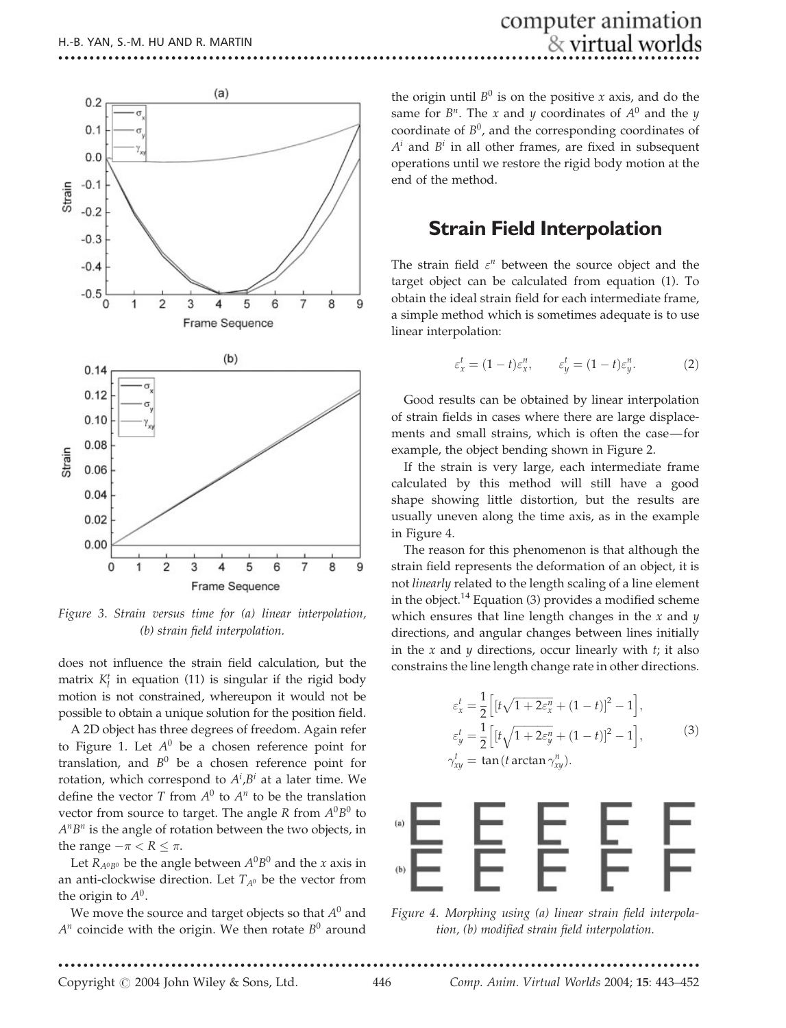Figure 3. Strain versus time for (a) linear interpolation, (b) strain field interpolation.

does not influence the strain field calculation, but the matrix $K_l^t$ in equation (11) is singular if the rigid body motion is not constrained, whereupon it would not be possible to obtain a unique solution for the position field.

A 2D object has three degrees of freedom. Again refer to Figure 1. Let $A^0$ be a chosen reference point for translation, and $B^0$ be a chosen reference point for rotation, which correspond to $A^i$,$B^i$ at a later time. We define the vector $T$ from $A^0$ to $A^n$ to be the translation vector from source to target. The angle $R$ from $A^0B^0$ to $A^nB^n$ is the angle of rotation between the two objects, in the range $-\pi < R \leq \pi$.

Let $R_{A^0B^0}$ be the angle between $A^0B^0$ and the $x$ axis in an anti-clockwise direction. Let $T_{A^0}$ be the vector from the origin to $A^0$.

We move the source and target objects so that $A^0$ and $A^n$ coincide with the origin. We then rotate $B^0$ around the origin until $B^0$ is on the positive $x$ axis, and do the same for $B^n$. The $x$ and $y$ coordinates of $A^0$ and the $y$ coordinate of $B^0$, and the corresponding coordinates of $A^i$ and $B^i$ in all other frames, are fixed in subsequent operations until we restore the rigid body motion at the end of the method.

## Strain Field Interpolation

The strain field $\varepsilon^n$ between the source object and the target object can be calculated from equation (1). To obtain the ideal strain field for each intermediate frame, a simple method which is sometimes adequate is to use linear interpolation:

$$\varepsilon_x^t = (1-t)\varepsilon_x^n, \qquad \varepsilon_y^t = (1-t)\varepsilon_y^n. \tag{2}$$

Good results can be obtained by linear interpolation of strain fields in cases where there are large displacements and small strains, which is often the case—for example, the object bending shown in Figure 2.

If the strain is very large, each intermediate frame calculated by this method will still have a good shape showing little distortion, but the results are usually uneven along the time axis, as in the example in Figure 4.

The reason for this phenomenon is that although the strain field represents the deformation of an object, it is not *linearly* related to the length scaling of a line element in the object.[14] Equation (3) provides a modified scheme which ensures that line length changes in the $x$ and $y$ directions, and angular changes between lines initially in the $x$ and $y$ directions, occur linearly with $t$; it also constrains the line length change rate in other directions.

$$\begin{aligned}
\varepsilon_x^t &= \frac{1}{2}\left[\left[t\sqrt{1+2\varepsilon_x^n} + (1-t)\right]^2 - 1\right], \\
\varepsilon_y^t &= \frac{1}{2}\left[\left[t\sqrt{1+2\varepsilon_y^n} + (1-t)\right]^2 - 1\right], \\
\gamma_{xy}^t &= \tan(t \arctan \gamma_{xy}^n).
\end{aligned} \tag{3}$$

Figure 4. Morphing using (a) linear strain field interpolation, (b) modified strain field interpolation.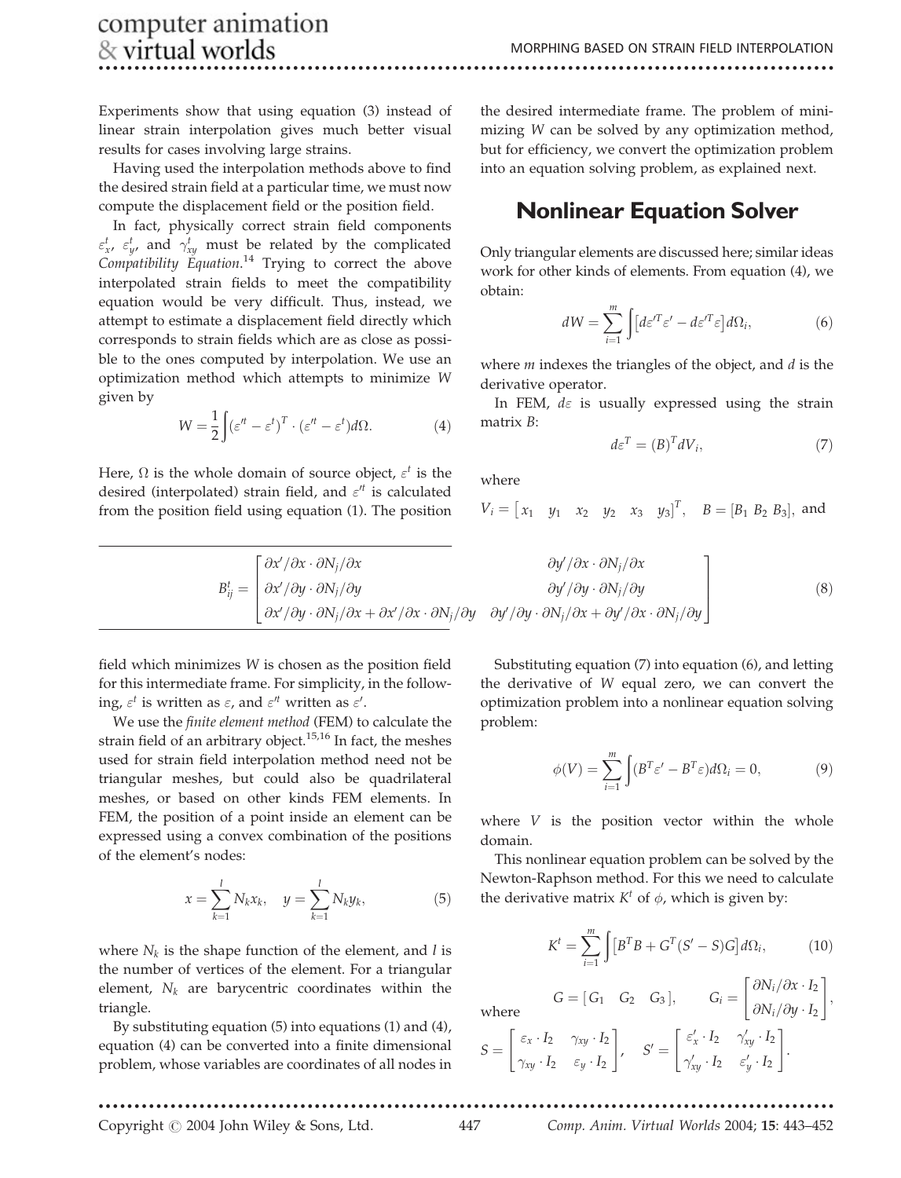Experiments show that using equation (3) instead of linear strain interpolation gives much better visual results for cases involving large strains.

Having used the interpolation methods above to find the desired strain field at a particular time, we must now compute the displacement field or the position field.

In fact, physically correct strain field components $\varepsilon_x^t$, $\varepsilon_y^t$, and $\gamma_{xy}^t$ must be related by the complicated *Compatibility Equation*.[14] Trying to correct the above interpolated strain fields to meet the compatibility equation would be very difficult. Thus, instead, we attempt to estimate a displacement field directly which corresponds to strain fields which are as close as possible to the ones computed by interpolation. We use an optimization method which attempts to minimize $W$ given by

$$W = \frac{1}{2}\int (\varepsilon'^t - \varepsilon^t)^T \cdot (\varepsilon'^t - \varepsilon^t) d\Omega. \tag{4}$$

Here, $\Omega$ is the whole domain of source object, $\varepsilon^t$ is the desired (interpolated) strain field, and $\varepsilon'^t$ is calculated from the position field using equation (1). The position field which minimizes $W$ is chosen as the position field for this intermediate frame. For simplicity, in the following, $\varepsilon^t$ is written as $\varepsilon$, and $\varepsilon'^t$ written as $\varepsilon'$.

We use the *finite element method* (FEM) to calculate the strain field of an arbitrary object.[15,16] In fact, the meshes used for strain field interpolation method need not be triangular meshes, but could also be quadrilateral meshes, or based on other kinds FEM elements. In FEM, the position of a point inside an element can be expressed using a convex combination of the positions of the element's nodes:

$$x = \sum_{k=1}^{l} N_k x_k, \quad y = \sum_{k=1}^{l} N_k y_k, \tag{5}$$

where $N_k$ is the shape function of the element, and $l$ is the number of vertices of the element. For a triangular element, $N_k$ are barycentric coordinates within the triangle.

By substituting equation (5) into equations (1) and (4), equation (4) can be converted into a finite dimensional problem, whose variables are coordinates of all nodes in the desired intermediate frame. The problem of minimizing $W$ can be solved by any optimization method, but for efficiency, we convert the optimization problem into an equation solving problem, as explained next.

## Nonlinear Equation Solver

Only triangular elements are discussed here; similar ideas work for other kinds of elements. From equation (4), we obtain:

$$dW = \sum_{i=1}^{m} \int \left[ d\varepsilon'^T \varepsilon' - d\varepsilon'^T \varepsilon \right] d\Omega_i, \tag{6}$$

where $m$ indexes the triangles of the object, and $d$ is the derivative operator.

In FEM, $d\varepsilon$ is usually expressed using the strain matrix $B$:

$$d\varepsilon^T = (B)^T dV_i, \tag{7}$$

where

$V_i = \begin{bmatrix} x_1 & y_1 & x_2 & y_2 & x_3 & y_3 \end{bmatrix}^T$, $\quad B = [B_1 \; B_2 \; B_3]$, and

$$B_{ij}^t = \begin{bmatrix} \partial x'/\partial x \cdot \partial N_j/\partial x & \partial y'/\partial x \cdot \partial N_j/\partial x \\ \partial x'/\partial y \cdot \partial N_j/\partial y & \partial y'/\partial y \cdot \partial N_j/\partial y \\ \partial x'/\partial y \cdot \partial N_j/\partial x + \partial x'/\partial x \cdot \partial N_j/\partial y & \partial y'/\partial y \cdot \partial N_j/\partial x + \partial y'/\partial x \cdot \partial N_j/\partial y \end{bmatrix} \tag{8}$$

Substituting equation (7) into equation (6), and letting the derivative of $W$ equal zero, we can convert the optimization problem into a nonlinear equation solving problem:

$$\phi(V) = \sum_{i=1}^{m} \int (B^T \varepsilon' - B^T \varepsilon) d\Omega_i = 0, \tag{9}$$

where $V$ is the position vector within the whole domain.

This nonlinear equation problem can be solved by the Newton-Raphson method. For this we need to calculate the derivative matrix $K^t$ of $\phi$, which is given by:

$$K^t = \sum_{i=1}^{m} \int \left[ B^T B + G^T (S' - S) G \right] d\Omega_i, \tag{10}$$

where $\quad G = [G_1 \quad G_2 \quad G_3], \qquad G_i = \begin{bmatrix} \partial N_i/\partial x \cdot I_2 \\ \partial N_i/\partial y \cdot I_2 \end{bmatrix},$

$$S = \begin{bmatrix} \varepsilon_x \cdot I_2 & \gamma_{xy} \cdot I_2 \\ \gamma_{xy} \cdot I_2 & \varepsilon_y \cdot I_2 \end{bmatrix}, \quad S' = \begin{bmatrix} \varepsilon'_x \cdot I_2 & \gamma'_{xy} \cdot I_2 \\ \gamma'_{xy} \cdot I_2 & \varepsilon'_y \cdot I_2 \end{bmatrix}.$$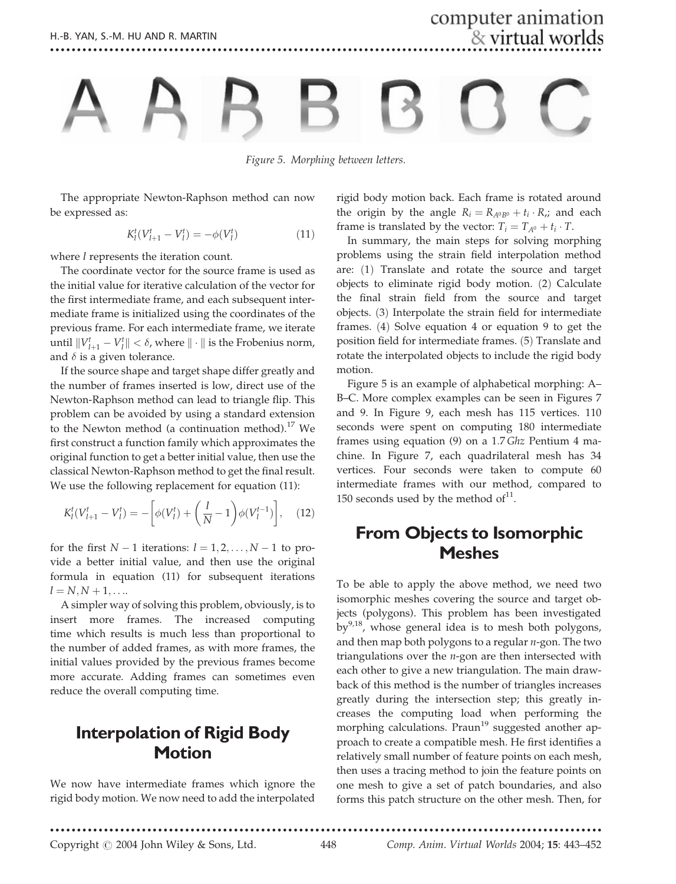Figure 5. Morphing between letters.

The appropriate Newton-Raphson method can now be expressed as:

$$K_l^t(V_{l+1}^t - V_l^t) = -\phi(V_l^t) \tag{11}$$

where $l$ represents the iteration count.

The coordinate vector for the source frame is used as the initial value for iterative calculation of the vector for the first intermediate frame, and each subsequent intermediate frame is initialized using the coordinates of the previous frame. For each intermediate frame, we iterate until $\|V_{l+1}^t - V_l^t\| < \delta$, where $\|\cdot\|$ is the Frobenius norm, and $\delta$ is a given tolerance.

If the source shape and target shape differ greatly and the number of frames inserted is low, direct use of the Newton-Raphson method can lead to triangle flip. This problem can be avoided by using a standard extension to the Newton method (a continuation method).[17] We first construct a function family which approximates the original function to get a better initial value, then use the classical Newton-Raphson method to get the final result. We use the following replacement for equation (11):

$$K_l^t(V_{l+1}^t - V_l^t) = -\left[\phi(V_l^t) + \left(\frac{l}{N} - 1\right)\phi(V_l^{t-1})\right], \tag{12}$$

for the first $N-1$ iterations: $l = 1, 2, \ldots, N-1$ to provide a better initial value, and then use the original formula in equation (11) for subsequent iterations $l = N, N+1, \ldots$.

A simpler way of solving this problem, obviously, is to insert more frames. The increased computing time which results is much less than proportional to the number of added frames, as with more frames, the initial values provided by the previous frames become more accurate. Adding frames can sometimes even reduce the overall computing time.

## Interpolation of Rigid Body Motion

We now have intermediate frames which ignore the rigid body motion. We now need to add the interpolated rigid body motion back. Each frame is rotated around the origin by the angle $R_i = R_{A^0B^0} + t_i \cdot R$,; and each frame is translated by the vector: $T_i = T_{A^0} + t_i \cdot T$.

In summary, the main steps for solving morphing problems using the strain field interpolation method are: (1) Translate and rotate the source and target objects to eliminate rigid body motion. (2) Calculate the final strain field from the source and target objects. (3) Interpolate the strain field for intermediate frames. (4) Solve equation 4 or equation 9 to get the position field for intermediate frames. (5) Translate and rotate the interpolated objects to include the rigid body motion.

Figure 5 is an example of alphabetical morphing: A–B–C. More complex examples can be seen in Figures 7 and 9. In Figure 9, each mesh has 115 vertices. 110 seconds were spent on computing 180 intermediate frames using equation (9) on a 1.7 *Ghz* Pentium 4 machine. In Figure 7, each quadrilateral mesh has 34 vertices. Four seconds were taken to compute 60 intermediate frames with our method, compared to 150 seconds used by the method of[11].

## From Objects to Isomorphic Meshes

To be able to apply the above method, we need two isomorphic meshes covering the source and target objects (polygons). This problem has been investigated by[9,18], whose general idea is to mesh both polygons, and then map both polygons to a regular $n$-gon. The two triangulations over the $n$-gon are then intersected with each other to give a new triangulation. The main drawback of this method is the number of triangles increases greatly during the intersection step; this greatly increases the computing load when performing the morphing calculations. Praun[19] suggested another approach to create a compatible mesh. He first identifies a relatively small number of feature points on each mesh, then uses a tracing method to join the feature points on one mesh to give a set of patch boundaries, and also forms this patch structure on the other mesh. Then, for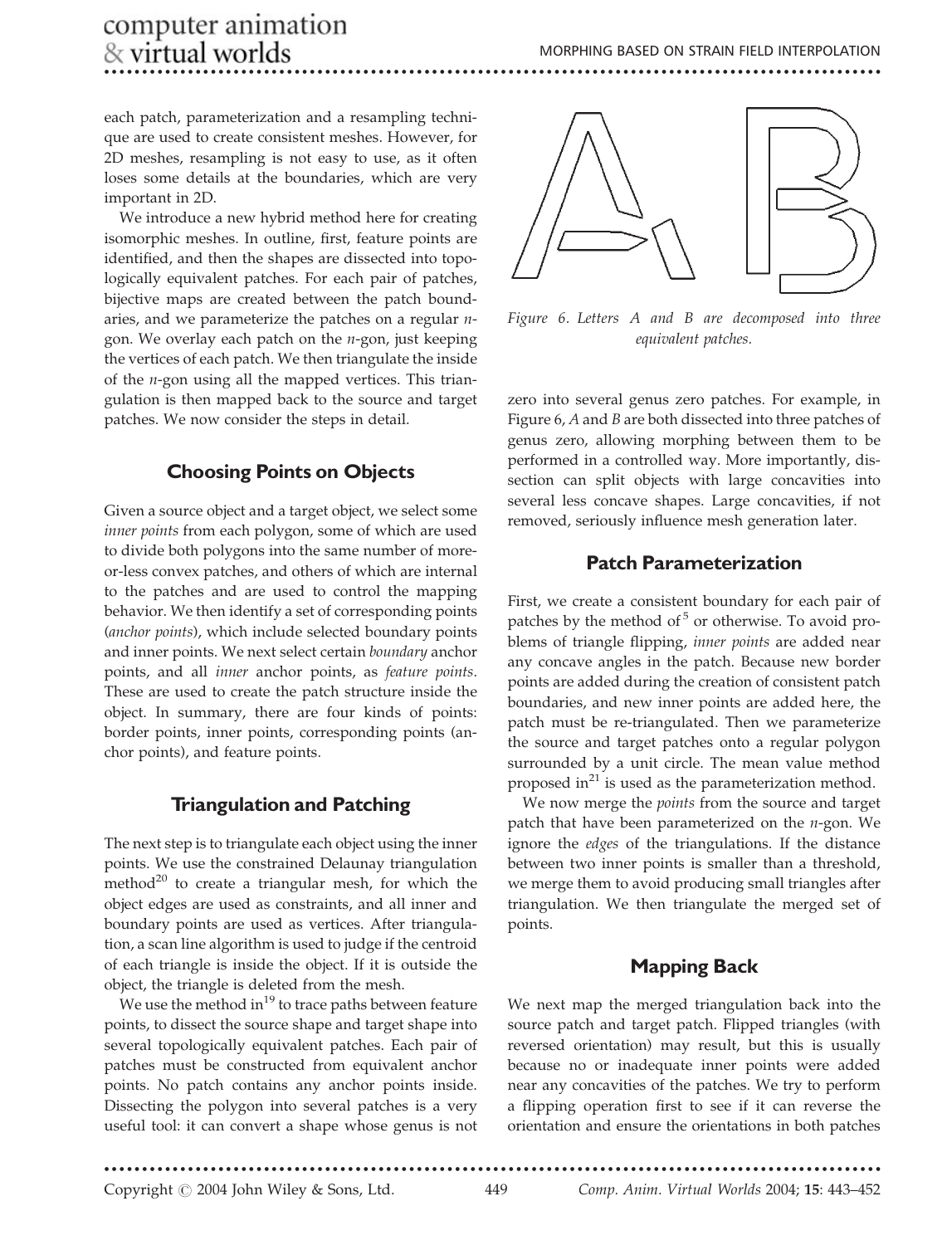each patch, parameterization and a resampling technique are used to create consistent meshes. However, for 2D meshes, resampling is not easy to use, as it often loses some details at the boundaries, which are very important in 2D.

We introduce a new hybrid method here for creating isomorphic meshes. In outline, first, feature points are identified, and then the shapes are dissected into topologically equivalent patches. For each pair of patches, bijective maps are created between the patch boundaries, and we parameterize the patches on a regular $n$-gon. We overlay each patch on the $n$-gon, just keeping the vertices of each patch. We then triangulate the inside of the $n$-gon using all the mapped vertices. This triangulation is then mapped back to the source and target patches. We now consider the steps in detail.

## Choosing Points on Objects

Given a source object and a target object, we select some *inner points* from each polygon, some of which are used to divide both polygons into the same number of more-or-less convex patches, and others of which are internal to the patches and are used to control the mapping behavior. We then identify a set of corresponding points (*anchor points*), which include selected boundary points and inner points. We next select certain *boundary* anchor points, and all *inner* anchor points, as *feature points*. These are used to create the patch structure inside the object. In summary, there are four kinds of points: border points, inner points, corresponding points (anchor points), and feature points.

## Triangulation and Patching

The next step is to triangulate each object using the inner points. We use the constrained Delaunay triangulation method[20] to create a triangular mesh, for which the object edges are used as constraints, and all inner and boundary points are used as vertices. After triangulation, a scan line algorithm is used to judge if the centroid of each triangle is inside the object. If it is outside the object, the triangle is deleted from the mesh.

We use the method in[19] to trace paths between feature points, to dissect the source shape and target shape into several topologically equivalent patches. Each pair of patches must be constructed from equivalent anchor points. No patch contains any anchor points inside. Dissecting the polygon into several patches is a very useful tool: it can convert a shape whose genus is not zero into several genus zero patches. For example, in Figure 6, *A* and *B* are both dissected into three patches of genus zero, allowing morphing between them to be performed in a controlled way. More importantly, dissection can split objects with large concavities into several less concave shapes. Large concavities, if not removed, seriously influence mesh generation later.

*Figure 6. Letters A and B are decomposed into three equivalent patches.*

## Patch Parameterization

First, we create a consistent boundary for each pair of patches by the method of[5] or otherwise. To avoid problems of triangle flipping, *inner points* are added near any concave angles in the patch. Because new border points are added during the creation of consistent patch boundaries, and new inner points are added here, the patch must be re-triangulated. Then we parameterize the source and target patches onto a regular polygon surrounded by a unit circle. The mean value method proposed in[21] is used as the parameterization method.

We now merge the *points* from the source and target patch that have been parameterized on the $n$-gon. We ignore the *edges* of the triangulations. If the distance between two inner points is smaller than a threshold, we merge them to avoid producing small triangles after triangulation. We then triangulate the merged set of points.

## Mapping Back

We next map the merged triangulation back into the source patch and target patch. Flipped triangles (with reversed orientation) may result, but this is usually because no or inadequate inner points were added near any concavities of the patches. We try to perform a flipping operation first to see if it can reverse the orientation and ensure the orientations in both patches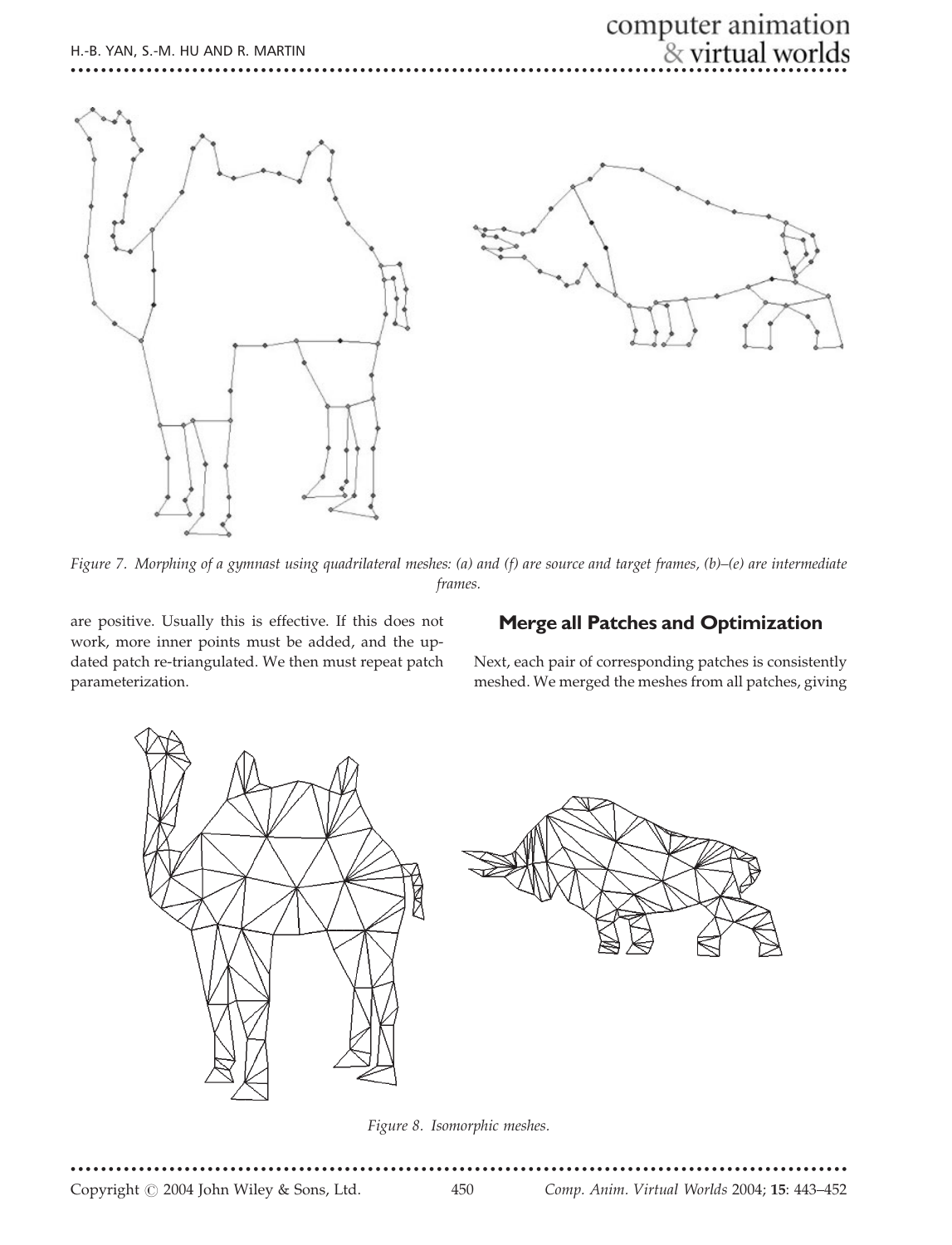Figure 7. Morphing of a gymnast using quadrilateral meshes: (a) and (f) are source and target frames, (b)–(e) are intermediate frames.

are positive. Usually this is effective. If this does not work, more inner points must be added, and the updated patch re-triangulated. We then must repeat patch parameterization.

## Merge all Patches and Optimization

Next, each pair of corresponding patches is consistently meshed. We merged the meshes from all patches, giving

Figure 8. Isomorphic meshes.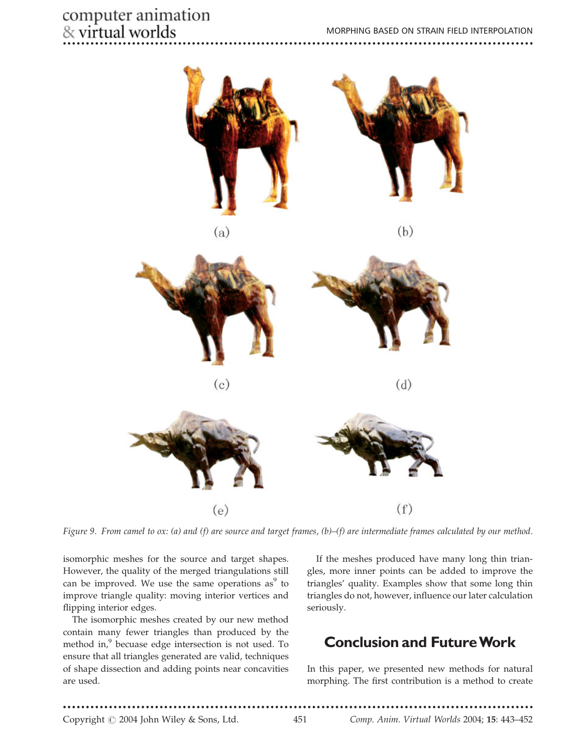Figure 9. From camel to ox: (a) and (f) are source and target frames, (b)–(f) are intermediate frames calculated by our method.

isomorphic meshes for the source and target shapes. However, the quality of the merged triangulations still can be improved. We use the same operations as[9] to improve triangle quality: moving interior vertices and flipping interior edges.

The isomorphic meshes created by our new method contain many fewer triangles than produced by the method in,[9] becuase edge intersection is not used. To ensure that all triangles generated are valid, techniques of shape dissection and adding points near concavities are used.

If the meshes produced have many long thin triangles, more inner points can be added to improve the triangles' quality. Examples show that some long thin triangles do not, however, influence our later calculation seriously.

## Conclusion and Future Work

In this paper, we presented new methods for natural morphing. The first contribution is a method to create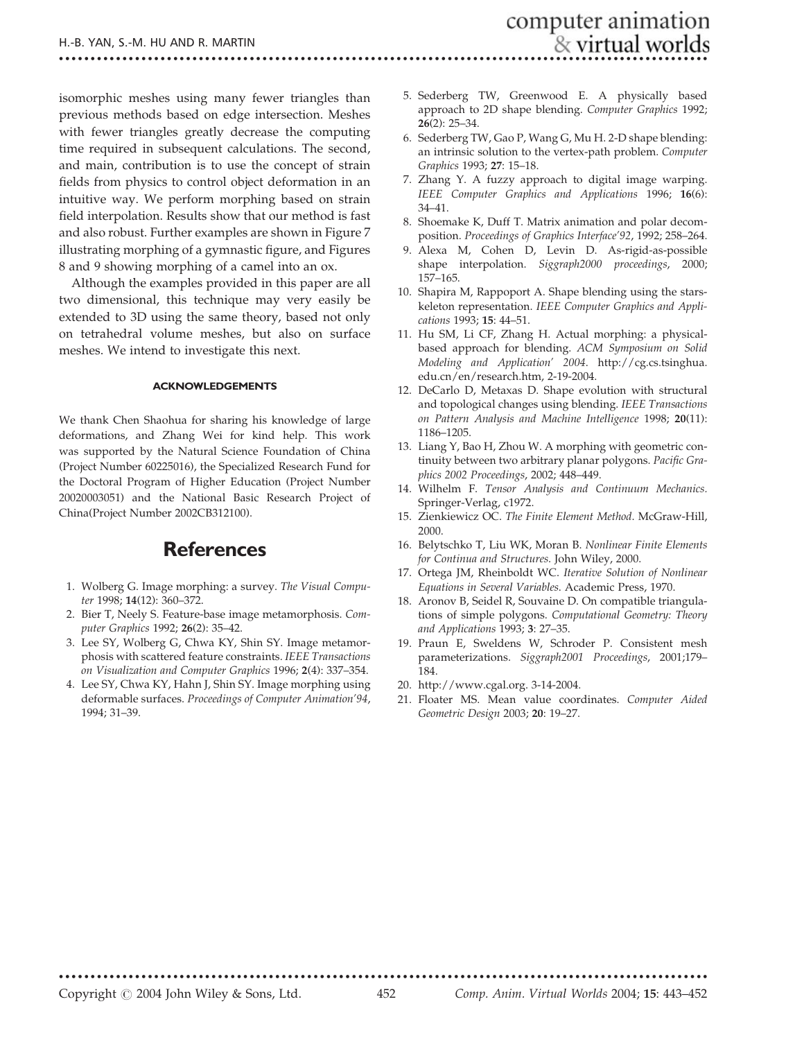isomorphic meshes using many fewer triangles than previous methods based on edge intersection. Meshes with fewer triangles greatly decrease the computing time required in subsequent calculations. The second, and main, contribution is to use the concept of strain fields from physics to control object deformation in an intuitive way. We perform morphing based on strain field interpolation. Results show that our method is fast and also robust. Further examples are shown in Figure 7 illustrating morphing of a gymnastic figure, and Figures 8 and 9 showing morphing of a camel into an ox.

Although the examples provided in this paper are all two dimensional, this technique may very easily be extended to 3D using the same theory, based not only on tetrahedral volume meshes, but also on surface meshes. We intend to investigate this next.

#### ACKNOWLEDGEMENTS

We thank Chen Shaohua for sharing his knowledge of large deformations, and Zhang Wei for kind help. This work was supported by the Natural Science Foundation of China (Project Number 60225016), the Specialized Research Fund for the Doctoral Program of Higher Education (Project Number 20020003051) and the National Basic Research Project of China(Project Number 2002CB312100).

## References

1. Wolberg G. Image morphing: a survey. *The Visual Computer* 1998; **14**(12): 360–372.
2. Bier T, Neely S. Feature-base image metamorphosis. *Computer Graphics* 1992; **26**(2): 35–42.
3. Lee SY, Wolberg G, Chwa KY, Shin SY. Image metamorphosis with scattered feature constraints. *IEEE Transactions on Visualization and Computer Graphics* 1996; **2**(4): 337–354.
4. Lee SY, Chwa KY, Hahn J, Shin SY. Image morphing using deformable surfaces. *Proceedings of Computer Animation'94*, 1994; 31–39.
5. Sederberg TW, Greenwood E. A physically based approach to 2D shape blending. *Computer Graphics* 1992; **26**(2): 25–34.
6. Sederberg TW, Gao P, Wang G, Mu H. 2-D shape blending: an intrinsic solution to the vertex-path problem. *Computer Graphics* 1993; **27**: 15–18.
7. Zhang Y. A fuzzy approach to digital image warping. *IEEE Computer Graphics and Applications* 1996; **16**(6): 34–41.
8. Shoemake K, Duff T. Matrix animation and polar decomposition. *Proceedings of Graphics Interface'92*, 1992; 258–264.
9. Alexa M, Cohen D, Levin D. As-rigid-as-possible shape interpolation. *Siggraph2000 proceedings*, 2000; 157–165.
10. Shapira M, Rappoport A. Shape blending using the stars-keleton representation. *IEEE Computer Graphics and Applications* 1993; **15**: 44–51.
11. Hu SM, Li CF, Zhang H. Actual morphing: a physical-based approach for blending. *ACM Symposium on Solid Modeling and Application' 2004*. http://cg.cs.tsinghua.edu.cn/en/research.htm, 2-19-2004.
12. DeCarlo D, Metaxas D. Shape evolution with structural and topological changes using blending. *IEEE Transactions on Pattern Analysis and Machine Intelligence* 1998; **20**(11): 1186–1205.
13. Liang Y, Bao H, Zhou W. A morphing with geometric continuity between two arbitrary planar polygons. *Pacific Graphics 2002 Proceedings*, 2002; 448–449.
14. Wilhelm F. *Tensor Analysis and Continuum Mechanics*. Springer-Verlag, c1972.
15. Zienkiewicz OC. *The Finite Element Method*. McGraw-Hill, 2000.
16. Belytschko T, Liu WK, Moran B. *Nonlinear Finite Elements for Continua and Structures*. John Wiley, 2000.
17. Ortega JM, Rheinboldt WC. *Iterative Solution of Nonlinear Equations in Several Variables*. Academic Press, 1970.
18. Aronov B, Seidel R, Souvaine D. On compatible triangulations of simple polygons. *Computational Geometry: Theory and Applications* 1993; **3**: 27–35.
19. Praun E, Sweldens W, Schroder P. Consistent mesh parameterizations. *Siggraph2001 Proceedings*, 2001;179–184.
20. http://www.cgal.org. 3-14-2004.
21. Floater MS. Mean value coordinates. *Computer Aided Geometric Design* 2003; **20**: 19–27.